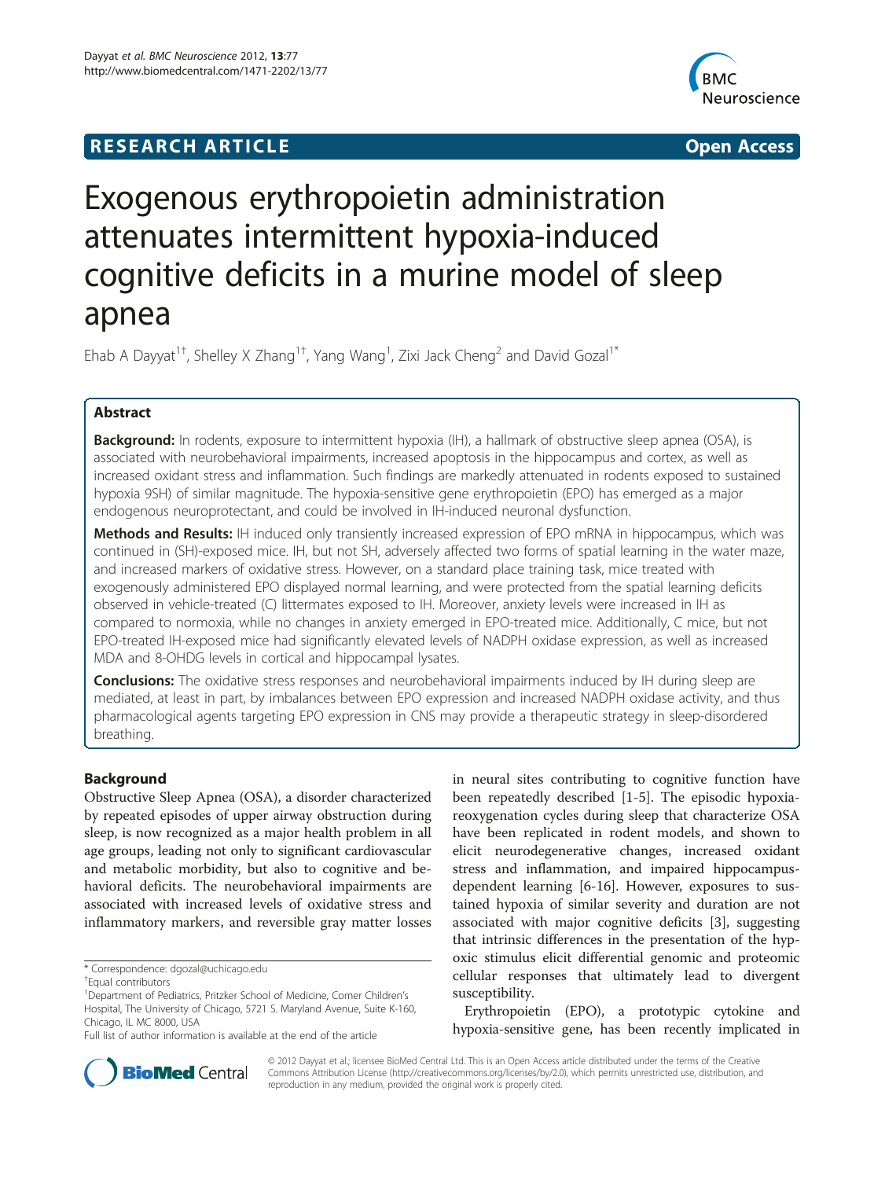**RESEARCH ARTICLE** **Open Access**

# Exogenous erythropoietin administration attenuates intermittent hypoxia-induced cognitive deficits in a murine model of sleep apnea

Ehab A Dayyat[1†], Shelley X Zhang[1†], Yang Wang[1], Zixi Jack Cheng[2] and David Gozal[1*]

## Abstract

**Background:** In rodents, exposure to intermittent hypoxia (IH), a hallmark of obstructive sleep apnea (OSA), is associated with neurobehavioral impairments, increased apoptosis in the hippocampus and cortex, as well as increased oxidant stress and inflammation. Such findings are markedly attenuated in rodents exposed to sustained hypoxia 9SH) of similar magnitude. The hypoxia-sensitive gene erythropoietin (EPO) has emerged as a major endogenous neuroprotectant, and could be involved in IH-induced neuronal dysfunction.

**Methods and Results:** IH induced only transiently increased expression of EPO mRNA in hippocampus, which was continued in (SH)-exposed mice. IH, but not SH, adversely affected two forms of spatial learning in the water maze, and increased markers of oxidative stress. However, on a standard place training task, mice treated with exogenously administered EPO displayed normal learning, and were protected from the spatial learning deficits observed in vehicle-treated (C) littermates exposed to IH. Moreover, anxiety levels were increased in IH as compared to normoxia, while no changes in anxiety emerged in EPO-treated mice. Additionally, C mice, but not EPO-treated IH-exposed mice had significantly elevated levels of NADPH oxidase expression, as well as increased MDA and 8-OHDG levels in cortical and hippocampal lysates.

**Conclusions:** The oxidative stress responses and neurobehavioral impairments induced by IH during sleep are mediated, at least in part, by imbalances between EPO expression and increased NADPH oxidase activity, and thus pharmacological agents targeting EPO expression in CNS may provide a therapeutic strategy in sleep-disordered breathing.

## Background

Obstructive Sleep Apnea (OSA), a disorder characterized by repeated episodes of upper airway obstruction during sleep, is now recognized as a major health problem in all age groups, leading not only to significant cardiovascular and metabolic morbidity, but also to cognitive and behavioral deficits. The neurobehavioral impairments are associated with increased levels of oxidative stress and inflammatory markers, and reversible gray matter losses in neural sites contributing to cognitive function have been repeatedly described [1-5]. The episodic hypoxia-reoxygenation cycles during sleep that characterize OSA have been replicated in rodent models, and shown to elicit neurodegenerative changes, increased oxidant stress and inflammation, and impaired hippocampus-dependent learning [6-16]. However, exposures to sustained hypoxia of similar severity and duration are not associated with major cognitive deficits [3], suggesting that intrinsic differences in the presentation of the hypoxic stimulus elicit differential genomic and proteomic cellular responses that ultimately lead to divergent susceptibility.

Erythropoietin (EPO), a prototypic cytokine and hypoxia-sensitive gene, has been recently implicated in

\* Correspondence: dgozal@uchicago.edu

†Equal contributors

[1]Department of Pediatrics, Pritzker School of Medicine, Comer Children's Hospital, The University of Chicago, 5721 S. Maryland Avenue, Suite K-160, Chicago, IL MC 8000, USA

Full list of author information is available at the end of the article

© 2012 Dayyat et al.; licensee BioMed Central Ltd. This is an Open Access article distributed under the terms of the Creative Commons Attribution License (http://creativecommons.org/licenses/by/2.0), which permits unrestricted use, distribution, and reproduction in any medium, provided the original work is properly cited.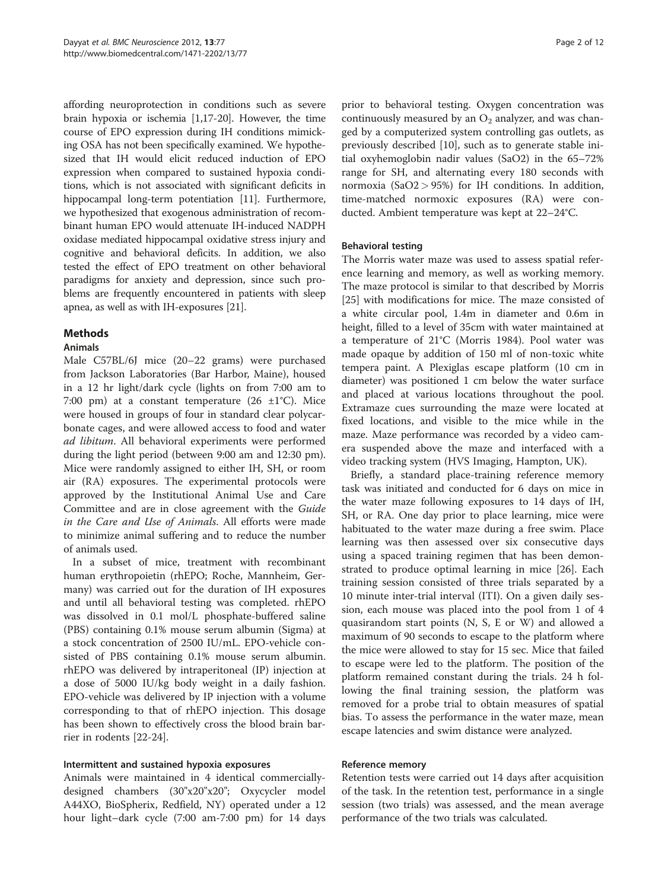affording neuroprotection in conditions such as severe brain hypoxia or ischemia [1,17-20]. However, the time course of EPO expression during IH conditions mimicking OSA has not been specifically examined. We hypothesized that IH would elicit reduced induction of EPO expression when compared to sustained hypoxia conditions, which is not associated with significant deficits in hippocampal long-term potentiation [11]. Furthermore, we hypothesized that exogenous administration of recombinant human EPO would attenuate IH-induced NADPH oxidase mediated hippocampal oxidative stress injury and cognitive and behavioral deficits. In addition, we also tested the effect of EPO treatment on other behavioral paradigms for anxiety and depression, since such problems are frequently encountered in patients with sleep apnea, as well as with IH-exposures [21].

## Methods

### Animals

Male C57BL/6J mice (20–22 grams) were purchased from Jackson Laboratories (Bar Harbor, Maine), housed in a 12 hr light/dark cycle (lights on from 7:00 am to 7:00 pm) at a constant temperature (26 ±1°C). Mice were housed in groups of four in standard clear polycarbonate cages, and were allowed access to food and water *ad libitum*. All behavioral experiments were performed during the light period (between 9:00 am and 12:30 pm). Mice were randomly assigned to either IH, SH, or room air (RA) exposures. The experimental protocols were approved by the Institutional Animal Use and Care Committee and are in close agreement with the *Guide in the Care and Use of Animals*. All efforts were made to minimize animal suffering and to reduce the number of animals used.

In a subset of mice, treatment with recombinant human erythropoietin (rhEPO; Roche, Mannheim, Germany) was carried out for the duration of IH exposures and until all behavioral testing was completed. rhEPO was dissolved in 0.1 mol/L phosphate-buffered saline (PBS) containing 0.1% mouse serum albumin (Sigma) at a stock concentration of 2500 IU/mL. EPO-vehicle consisted of PBS containing 0.1% mouse serum albumin. rhEPO was delivered by intraperitoneal (IP) injection at a dose of 5000 IU/kg body weight in a daily fashion. EPO-vehicle was delivered by IP injection with a volume corresponding to that of rhEPO injection. This dosage has been shown to effectively cross the blood brain barrier in rodents [22-24].

### Intermittent and sustained hypoxia exposures

Animals were maintained in 4 identical commercially-designed chambers (30"x20"x20"; Oxycycler model A44XO, BioSpherix, Redfield, NY) operated under a 12 hour light–dark cycle (7:00 am-7:00 pm) for 14 days prior to behavioral testing. Oxygen concentration was continuously measured by an $O_2$ analyzer, and was changed by a computerized system controlling gas outlets, as previously described [10], such as to generate stable initial oxyhemoglobin nadir values (SaO2) in the 65–72% range for SH, and alternating every 180 seconds with normoxia (SaO2 > 95%) for IH conditions. In addition, time-matched normoxic exposures (RA) were conducted. Ambient temperature was kept at 22–24°C.

### Behavioral testing

The Morris water maze was used to assess spatial reference learning and memory, as well as working memory. The maze protocol is similar to that described by Morris [25] with modifications for mice. The maze consisted of a white circular pool, 1.4m in diameter and 0.6m in height, filled to a level of 35cm with water maintained at a temperature of 21°C (Morris 1984). Pool water was made opaque by addition of 150 ml of non-toxic white tempera paint. A Plexiglas escape platform (10 cm in diameter) was positioned 1 cm below the water surface and placed at various locations throughout the pool. Extramaze cues surrounding the maze were located at fixed locations, and visible to the mice while in the maze. Maze performance was recorded by a video camera suspended above the maze and interfaced with a video tracking system (HVS Imaging, Hampton, UK).

Briefly, a standard place-training reference memory task was initiated and conducted for 6 days on mice in the water maze following exposures to 14 days of IH, SH, or RA. One day prior to place learning, mice were habituated to the water maze during a free swim. Place learning was then assessed over six consecutive days using a spaced training regimen that has been demonstrated to produce optimal learning in mice [26]. Each training session consisted of three trials separated by a 10 minute inter-trial interval (ITI). On a given daily session, each mouse was placed into the pool from 1 of 4 quasirandom start points (N, S, E or W) and allowed a maximum of 90 seconds to escape to the platform where the mice were allowed to stay for 15 sec. Mice that failed to escape were led to the platform. The position of the platform remained constant during the trials. 24 h following the final training session, the platform was removed for a probe trial to obtain measures of spatial bias. To assess the performance in the water maze, mean escape latencies and swim distance were analyzed.

### Reference memory

Retention tests were carried out 14 days after acquisition of the task. In the retention test, performance in a single session (two trials) was assessed, and the mean average performance of the two trials was calculated.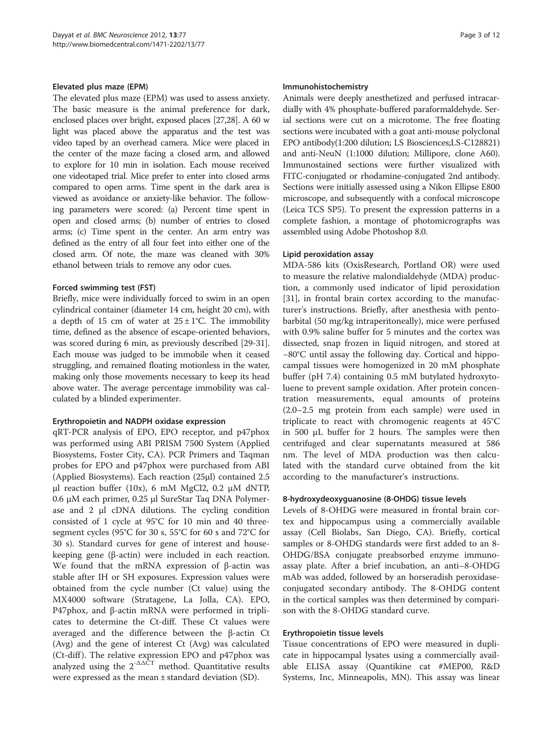#### Elevated plus maze (EPM)

The elevated plus maze (EPM) was used to assess anxiety. The basic measure is the animal preference for dark, enclosed places over bright, exposed places [27,28]. A 60 w light was placed above the apparatus and the test was video taped by an overhead camera. Mice were placed in the center of the maze facing a closed arm, and allowed to explore for 10 min in isolation. Each mouse received one videotaped trial. Mice prefer to enter into closed arms compared to open arms. Time spent in the dark area is viewed as avoidance or anxiety-like behavior. The following parameters were scored: (a) Percent time spent in open and closed arms; (b) number of entries to closed arms; (c) Time spent in the center. An arm entry was defined as the entry of all four feet into either one of the closed arm. Of note, the maze was cleaned with 30% ethanol between trials to remove any odor cues.

#### Forced swimming test (FST)

Briefly, mice were individually forced to swim in an open cylindrical container (diameter 14 cm, height 20 cm), with a depth of 15 cm of water at 25 ± 1°C. The immobility time, defined as the absence of escape-oriented behaviors, was scored during 6 min, as previously described [29-31]. Each mouse was judged to be immobile when it ceased struggling, and remained floating motionless in the water, making only those movements necessary to keep its head above water. The average percentage immobility was calculated by a blinded experimenter.

#### Erythropoietin and NADPH oxidase expression

qRT-PCR analysis of EPO, EPO receptor, and p47phox was performed using ABI PRISM 7500 System (Applied Biosystems, Foster City, CA). PCR Primers and Taqman probes for EPO and p47phox were purchased from ABI (Applied Biosystems). Each reaction (25μl) contained 2.5 μl reaction buffer (10x), 6 mM MgCl2, 0.2 μM dNTP, 0.6 μM each primer, 0.25 μl SureStar Taq DNA Polymerase and 2 μl cDNA dilutions. The cycling condition consisted of 1 cycle at 95°C for 10 min and 40 three-segment cycles (95°C for 30 s, 55°C for 60 s and 72°C for 30 s). Standard curves for gene of interest and housekeeping gene (β-actin) were included in each reaction. We found that the mRNA expression of β-actin was stable after IH or SH exposures. Expression values were obtained from the cycle number (Ct value) using the MX4000 software (Stratagene, La Jolla, CA). EPO, P47phox, and β-actin mRNA were performed in triplicates to determine the Ct-diff. These Ct values were averaged and the difference between the β-actin Ct (Avg) and the gene of interest Ct (Avg) was calculated (Ct-diff). The relative expression EPO and p47phox was analyzed using the $2^{-\Delta\Delta CT}$ method. Quantitative results were expressed as the mean ± standard deviation (SD).

#### Immunohistochemistry

Animals were deeply anesthetized and perfused intracardially with 4% phosphate-buffered paraformaldehyde. Serial sections were cut on a microtome. The free floating sections were incubated with a goat anti-mouse polyclonal EPO antibody(1:200 dilution; LS Biosciences;LS-C128821) and anti-NeuN (1:1000 dilution; Millipore, clone A60). Immunostained sections were further visualized with FITC-conjugated or rhodamine-conjugated 2nd antibody. Sections were initially assessed using a Nikon Ellipse E800 microscope, and subsequently with a confocal microscope (Leica TCS SP5). To present the expression patterns in a complete fashion, a montage of photomicrographs was assembled using Adobe Photoshop 8.0.

#### Lipid peroxidation assay

MDA-586 kits (OxisResearch, Portland OR) were used to measure the relative malondialdehyde (MDA) production, a commonly used indicator of lipid peroxidation [31], in frontal brain cortex according to the manufacturer's instructions. Briefly, after anesthesia with pentobarbital (50 mg/kg intraperitoneally), mice were perfused with 0.9% saline buffer for 5 minutes and the cortex was dissected, snap frozen in liquid nitrogen, and stored at −80°C until assay the following day. Cortical and hippocampal tissues were homogenized in 20 mM phosphate buffer (pH 7.4) containing 0.5 mM butylated hydroxytoluene to prevent sample oxidation. After protein concentration measurements, equal amounts of proteins (2.0–2.5 mg protein from each sample) were used in triplicate to react with chromogenic reagents at 45°C in 500 μL buffer for 2 hours. The samples were then centrifuged and clear supernatants measured at 586 nm. The level of MDA production was then calculated with the standard curve obtained from the kit according to the manufacturer's instructions.

#### 8-hydroxydeoxyguanosine (8-OHDG) tissue levels

Levels of 8-OHDG were measured in frontal brain cortex and hippocampus using a commercially available assay (Cell Biolabs, San Diego, CA). Briefly, cortical samples or 8-OHDG standards were first added to an 8-OHDG/BSA conjugate preabsorbed enzyme immunoassay plate. After a brief incubation, an anti–8-OHDG mAb was added, followed by an horseradish peroxidase-conjugated secondary antibody. The 8-OHDG content in the cortical samples was then determined by comparison with the 8-OHDG standard curve.

#### Erythropoietin tissue levels

Tissue concentrations of EPO were measured in duplicate in hippocampal lysates using a commercially available ELISA assay (Quantikine cat #MEP00, R&D Systems, Inc, Minneapolis, MN). This assay was linear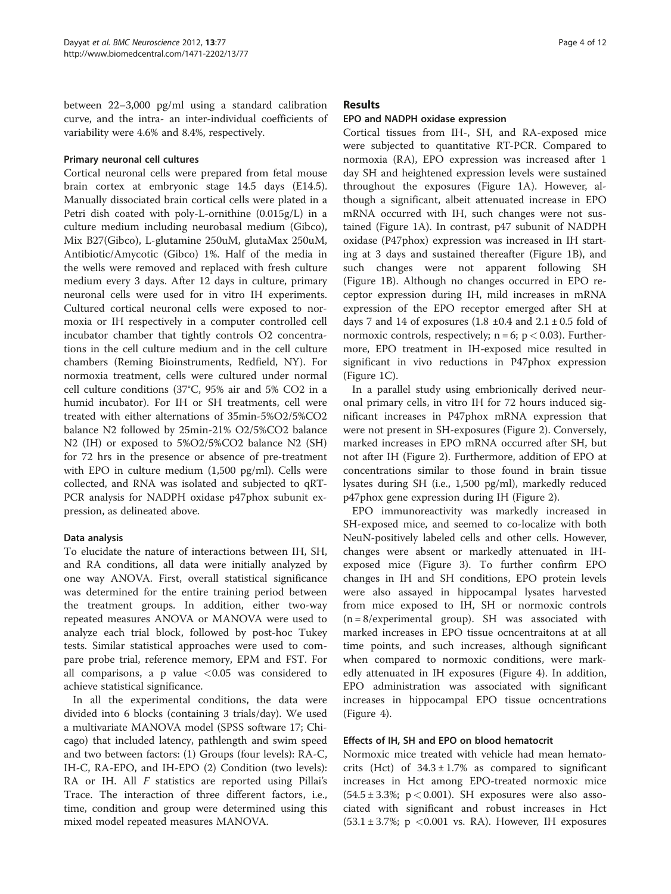between 22–3,000 pg/ml using a standard calibration curve, and the intra- an inter-individual coefficients of variability were 4.6% and 8.4%, respectively.

### Primary neuronal cell cultures

Cortical neuronal cells were prepared from fetal mouse brain cortex at embryonic stage 14.5 days (E14.5). Manually dissociated brain cortical cells were plated in a Petri dish coated with poly-L-ornithine (0.015g/L) in a culture medium including neurobasal medium (Gibco), Mix B27(Gibco), L-glutamine 250uM, glutaMax 250uM, Antibiotic/Amycotic (Gibco) 1%. Half of the media in the wells were removed and replaced with fresh culture medium every 3 days. After 12 days in culture, primary neuronal cells were used for in vitro IH experiments. Cultured cortical neuronal cells were exposed to normoxia or IH respectively in a computer controlled cell incubator chamber that tightly controls O2 concentrations in the cell culture medium and in the cell culture chambers (Reming Bioinstruments, Redfield, NY). For normoxia treatment, cells were cultured under normal cell culture conditions (37°C, 95% air and 5% CO2 in a humid incubator). For IH or SH treatments, cell were treated with either alternations of 35min-5%O2/5%CO2 balance N2 followed by 25min-21% O2/5%CO2 balance N2 (IH) or exposed to 5%O2/5%CO2 balance N2 (SH) for 72 hrs in the presence or absence of pre-treatment with EPO in culture medium (1,500 pg/ml). Cells were collected, and RNA was isolated and subjected to qRT-PCR analysis for NADPH oxidase p47phox subunit expression, as delineated above.

### Data analysis

To elucidate the nature of interactions between IH, SH, and RA conditions, all data were initially analyzed by one way ANOVA. First, overall statistical significance was determined for the entire training period between the treatment groups. In addition, either two-way repeated measures ANOVA or MANOVA were used to analyze each trial block, followed by post-hoc Tukey tests. Similar statistical approaches were used to compare probe trial, reference memory, EPM and FST. For all comparisons, a p value $<0.05$ was considered to achieve statistical significance.

In all the experimental conditions, the data were divided into 6 blocks (containing 3 trials/day). We used a multivariate MANOVA model (SPSS software 17; Chicago) that included latency, pathlength and swim speed and two between factors: (1) Groups (four levels): RA-C, IH-C, RA-EPO, and IH-EPO (2) Condition (two levels): RA or IH. All *F* statistics are reported using Pillai's Trace. The interaction of three different factors, i.e., time, condition and group were determined using this mixed model repeated measures MANOVA.

## Results

### EPO and NADPH oxidase expression

Cortical tissues from IH-, SH, and RA-exposed mice were subjected to quantitative RT-PCR. Compared to normoxia (RA), EPO expression was increased after 1 day SH and heightened expression levels were sustained throughout the exposures (Figure 1A). However, although a significant, albeit attenuated increase in EPO mRNA occurred with IH, such changes were not sustained (Figure 1A). In contrast, p47 subunit of NADPH oxidase (P47phox) expression was increased in IH starting at 3 days and sustained thereafter (Figure 1B), and such changes were not apparent following SH (Figure 1B). Although no changes occurred in EPO receptor expression during IH, mild increases in mRNA expression of the EPO receptor emerged after SH at days 7 and 14 of exposures (1.8 ±0.4 and 2.1 ± 0.5 fold of normoxic controls, respectively; n = 6; $p < 0.03$). Furthermore, EPO treatment in IH-exposed mice resulted in significant in vivo reductions in P47phox expression (Figure 1C).

In a parallel study using embrionically derived neuronal primary cells, in vitro IH for 72 hours induced significant increases in P47phox mRNA expression that were not present in SH-exposures (Figure 2). Conversely, marked increases in EPO mRNA occurred after SH, but not after IH (Figure 2). Furthermore, addition of EPO at concentrations similar to those found in brain tissue lysates during SH (i.e., 1,500 pg/ml), markedly reduced p47phox gene expression during IH (Figure 2).

EPO immunoreactivity was markedly increased in SH-exposed mice, and seemed to co-localize with both NeuN-positively labeled cells and other cells. However, changes were absent or markedly attenuated in IH-exposed mice (Figure 3). To further confirm EPO changes in IH and SH conditions, EPO protein levels were also assayed in hippocampal lysates harvested from mice exposed to IH, SH or normoxic controls (n = 8/experimental group). SH was associated with marked increases in EPO tissue ocncentraitons at at all time points, and such increases, although significant when compared to normoxic conditions, were markedly attenuated in IH exposures (Figure 4). In addition, EPO administration was associated with significant increases in hippocampal EPO tissue ocncentrations (Figure 4).

### Effects of IH, SH and EPO on blood hematocrit

Normoxic mice treated with vehicle had mean hematocrits (Hct) of 34.3 ± 1.7% as compared to significant increases in Hct among EPO-treated normoxic mice (54.5 ± 3.3%; $p < 0.001$). SH exposures were also associated with significant and robust increases in Hct (53.1 ± 3.7%; $p < 0.001$ vs. RA). However, IH exposures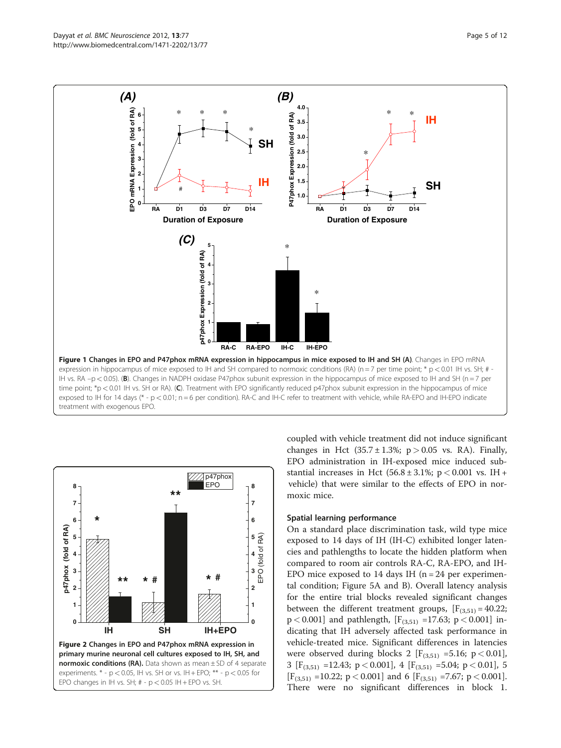**Figure 1 Changes in EPO and P47phox mRNA expression in hippocampus in mice exposed to IH and SH (A)**. Changes in EPO mRNA expression in hippocampus of mice exposed to IH and SH compared to normoxic conditions (RA) (n = 7 per time point; * p < 0.01 IH vs. SH; # - IH vs. RA –p < 0.05). (**B**). Changes in NADPH oxidase P47phox subunit expression in the hippocampus of mice exposed to IH and SH (n = 7 per time point; *p < 0.01 IH vs. SH or RA). (**C**). Treatment with EPO significantly reduced p47phox subunit expression in the hippocampus of mice exposed to IH for 14 days (* - p < 0.01; n = 6 per condition). RA-C and IH-C refer to treatment with vehicle, while RA-EPO and IH-EPO indicate treatment with exogenous EPO.

**Figure 2 Changes in EPO and P47phox mRNA expression in primary murine neuronal cell cultures exposed to IH, SH, and normoxic conditions (RA).** Data shown as mean ± SD of 4 separate experiments. * - p < 0.05, IH vs. SH or vs. IH + EPO; ** - p < 0.05 for EPO changes in IH vs. SH; # - p < 0.05 IH + EPO vs. SH.

coupled with vehicle treatment did not induce significant changes in Hct (35.7 ± 1.3%; p > 0.05 vs. RA). Finally, EPO administration in IH-exposed mice induced substantial increases in Hct (56.8 ± 3.1%; p < 0.001 vs. IH + vehicle) that were similar to the effects of EPO in normoxic mice.

### Spatial learning performance

On a standard place discrimination task, wild type mice exposed to 14 days of IH (IH-C) exhibited longer latencies and pathlengths to locate the hidden platform when compared to room air controls RA-C, RA-EPO, and IH-EPO mice exposed to 14 days IH (n = 24 per experimental condition; Figure 5A and B). Overall latency analysis for the entire trial blocks revealed significant changes between the different treatment groups, [$F_{(3,51)} = 40.22$; $p < 0.001$] and pathlength, [$F_{(3,51)} = 17.63$; $p < 0.001$] indicating that IH adversely affected task performance in vehicle-treated mice. Significant differences in latencies were observed during blocks 2 [$F_{(3,51)} = 5.16$; $p < 0.01$], 3 [$F_{(3,51)} = 12.43$; $p < 0.001$], 4 [$F_{(3,51)} = 5.04$; $p < 0.01$], 5 [$F_{(3,51)} = 10.22$; $p < 0.001$] and 6 [$F_{(3,51)} = 7.67$; $p < 0.001$]. There were no significant differences in block 1.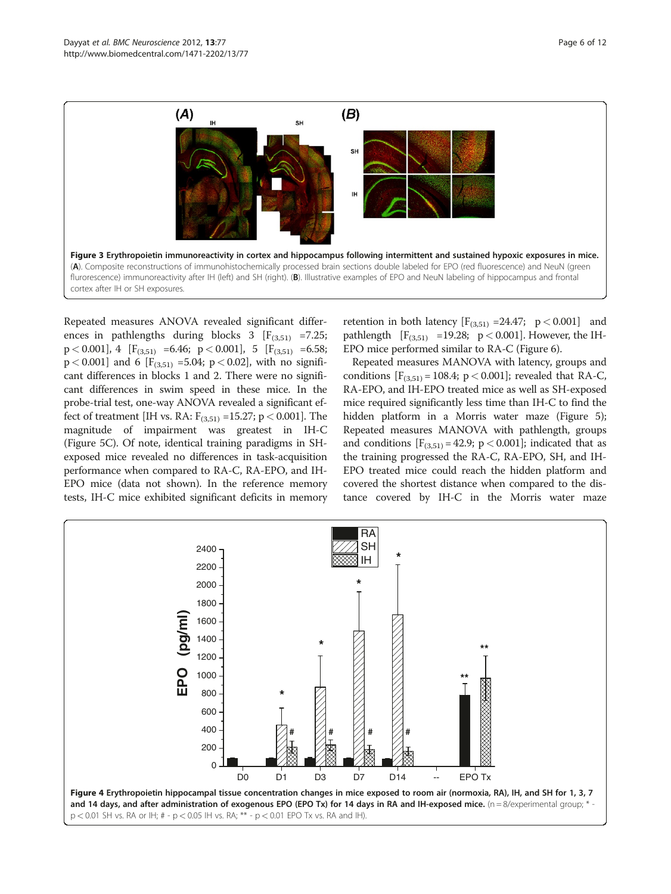**Figure 3 Erythropoietin immunoreactivity in cortex and hippocampus following intermittent and sustained hypoxic exposures in mice.** (**A**). Composite reconstructions of immunohistochemically processed brain sections double labeled for EPO (red fluorescence) and NeuN (green flurorescence) immunoreactivity after IH (left) and SH (right). (**B**). Illustrative examples of EPO and NeuN labeling of hippocampus and frontal cortex after IH or SH exposures.

Repeated measures ANOVA revealed significant differences in pathlengths during blocks 3 [$F_{(3,51)}$ =7.25; $p < 0.001$], 4 [$F_{(3,51)}$ =6.46; $p < 0.001$], 5 [$F_{(3,51)}$ =6.58; $p < 0.001$] and 6 [$F_{(3,51)}$ =5.04; $p < 0.02$], with no significant differences in blocks 1 and 2. There were no significant differences in swim speed in these mice. In the probe-trial test, one-way ANOVA revealed a significant effect of treatment [IH vs. RA: $F_{(3,51)}$ =15.27; $p < 0.001$]. The magnitude of impairment was greatest in IH-C (Figure 5C). Of note, identical training paradigms in SH-exposed mice revealed no differences in task-acquisition performance when compared to RA-C, RA-EPO, and IH-EPO mice (data not shown). In the reference memory tests, IH-C mice exhibited significant deficits in memory retention in both latency [$F_{(3,51)}$ =24.47; $p < 0.001$] and pathlength [$F_{(3,51)}$ =19.28; $p < 0.001$]. However, the IH-EPO mice performed similar to RA-C (Figure 6).

Repeated measures MANOVA with latency, groups and conditions [$F_{(3,51)} = 108.4$; $p < 0.001$]; revealed that RA-C, RA-EPO, and IH-EPO treated mice as well as SH-exposed mice required significantly less time than IH-C to find the hidden platform in a Morris water maze (Figure 5); Repeated measures MANOVA with pathlength, groups and conditions [$F_{(3,51)} = 42.9$; $p < 0.001$]; indicated that as the training progressed the RA-C, RA-EPO, SH, and IH-EPO treated mice could reach the hidden platform and covered the shortest distance when compared to the distance covered by IH-C in the Morris water maze

**Figure 4 Erythropoietin hippocampal tissue concentration changes in mice exposed to room air (normoxia, RA), IH, and SH for 1, 3, 7 and 14 days, and after administration of exogenous EPO (EPO Tx) for 14 days in RA and IH-exposed mice.** (n = 8/experimental group; * - $p < 0.01$ SH vs. RA or IH; # - $p < 0.05$ IH vs. RA; ** - $p < 0.01$ EPO Tx vs. RA and IH).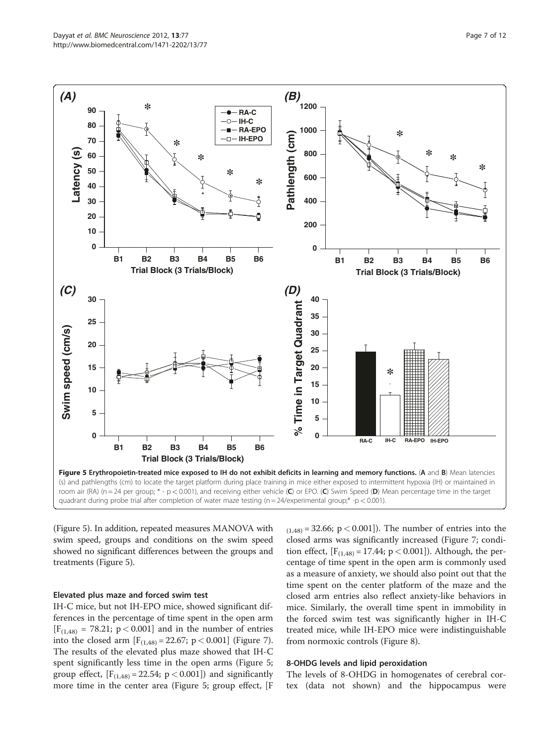**Figure 5 Erythropoietin-treated mice exposed to IH do not exhibit deficits in learning and memory functions.** (**A** and **B**) Mean latencies (s) and pathlengths (cm) to locate the target platform during place training in mice either exposed to intermittent hypoxia (IH) or maintained in room air (RA) (n = 24 per group; * - p < 0.001), and receiving either vehicle (**C**) or EPO. (**C**) Swim Speed (**D**) Mean percentage time in the target quadrant during probe trial after completion of water maze testing (n = 24/experimental group;* -p < 0.001).

(Figure 5). In addition, repeated measures MANOVA with swim speed, groups and conditions on the swim speed showed no significant differences between the groups and treatments (Figure 5).

### Elevated plus maze and forced swim test

IH-C mice, but not IH-EPO mice, showed significant differences in the percentage of time spent in the open arm [$F_{(1,48)} = 78.21$; $p < 0.001$] and in the number of entries into the closed arm [$F_{(1,48)} = 22.67$; $p < 0.001$] (Figure 7). The results of the elevated plus maze showed that IH-C spent significantly less time in the open arms (Figure 5; group effect, [$F_{(1,48)} = 22.54$; $p < 0.001$]) and significantly more time in the center area (Figure 5; group effect, [$F_{(1,48)} = 32.66$; $p < 0.001$]). The number of entries into the closed arms was significantly increased (Figure 7; condition effect, [$F_{(1,48)} = 17.44$; $p < 0.001$]). Although, the percentage of time spent in the open arm is commonly used as a measure of anxiety, we should also point out that the time spent on the center platform of the maze and the closed arm entries also reflect anxiety-like behaviors in mice. Similarly, the overall time spent in immobility in the forced swim test was significantly higher in IH-C treated mice, while IH-EPO mice were indistinguishable from normoxic controls (Figure 8).

### 8-OHDG levels and lipid peroxidation

The levels of 8-OHDG in homogenates of cerebral cortex (data not shown) and the hippocampus were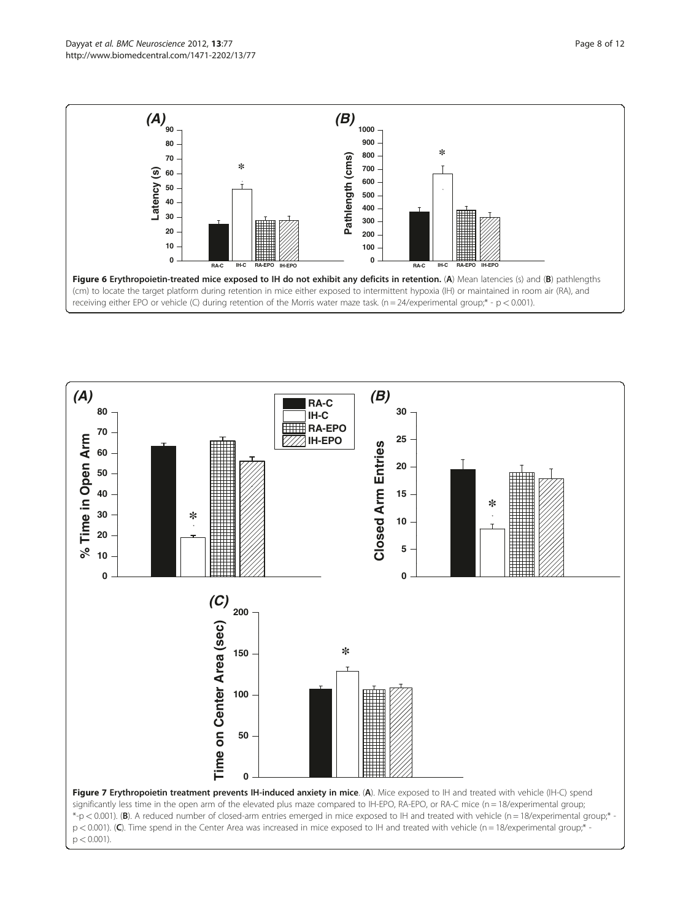**Figure 6 Erythropoietin-treated mice exposed to IH do not exhibit any deficits in retention.** (**A**) Mean latencies (s) and (**B**) pathlengths (cm) to locate the target platform during retention in mice either exposed to intermittent hypoxia (IH) or maintained in room air (RA), and receiving either EPO or vehicle (C) during retention of the Morris water maze task. (n = 24/experimental group;* - p < 0.001).

**Figure 7 Erythropoietin treatment prevents IH-induced anxiety in mice**. (**A**). Mice exposed to IH and treated with vehicle (IH-C) spend significantly less time in the open arm of the elevated plus maze compared to IH-EPO, RA-EPO, or RA-C mice (n = 18/experimental group; *-p < 0.001). (**B**). A reduced number of closed-arm entries emerged in mice exposed to IH and treated with vehicle (n = 18/experimental group;* - p < 0.001). (**C**). Time spend in the Center Area was increased in mice exposed to IH and treated with vehicle (n = 18/experimental group;* - p < 0.001).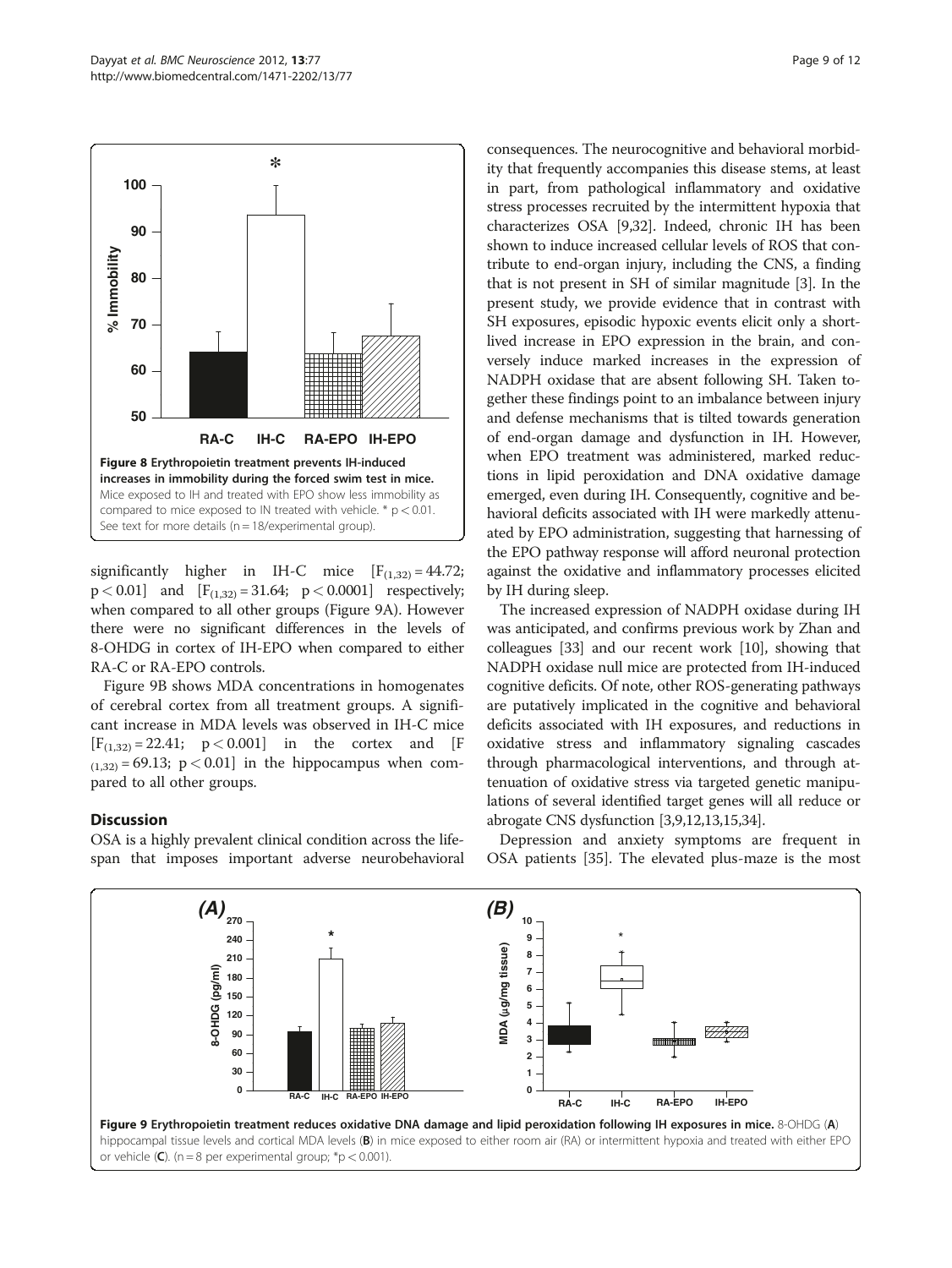**Figure 8 Erythropoietin treatment prevents IH-induced increases in immobility during the forced swim test in mice.** Mice exposed to IH and treated with EPO show less immobility as compared to mice exposed to IN treated with vehicle. * $p < 0.01$. See text for more details (n = 18/experimental group).

significantly higher in IH-C mice [$F_{(1,32)} = 44.72$; $p < 0.01$] and [$F_{(1,32)} = 31.64$; $p < 0.0001$] respectively; when compared to all other groups (Figure 9A). However there were no significant differences in the levels of 8-OHDG in cortex of IH-EPO when compared to either RA-C or RA-EPO controls.

Figure 9B shows MDA concentrations in homogenates of cerebral cortex from all treatment groups. A significant increase in MDA levels was observed in IH-C mice [$F_{(1,32)} = 22.41$; $p < 0.001$] in the cortex and [$F_{(1,32)} = 69.13$; $p < 0.01$] in the hippocampus when compared to all other groups.

## Discussion

OSA is a highly prevalent clinical condition across the lifespan that imposes important adverse neurobehavioral consequences. The neurocognitive and behavioral morbidity that frequently accompanies this disease stems, at least in part, from pathological inflammatory and oxidative stress processes recruited by the intermittent hypoxia that characterizes OSA [9,32]. Indeed, chronic IH has been shown to induce increased cellular levels of ROS that contribute to end-organ injury, including the CNS, a finding that is not present in SH of similar magnitude [3]. In the present study, we provide evidence that in contrast with SH exposures, episodic hypoxic events elicit only a short-lived increase in EPO expression in the brain, and conversely induce marked increases in the expression of NADPH oxidase that are absent following SH. Taken together these findings point to an imbalance between injury and defense mechanisms that is tilted towards generation of end-organ damage and dysfunction in IH. However, when EPO treatment was administered, marked reductions in lipid peroxidation and DNA oxidative damage emerged, even during IH. Consequently, cognitive and behavioral deficits associated with IH were markedly attenuated by EPO administration, suggesting that harnessing of the EPO pathway response will afford neuronal protection against the oxidative and inflammatory processes elicited by IH during sleep.

The increased expression of NADPH oxidase during IH was anticipated, and confirms previous work by Zhan and colleagues [33] and our recent work [10], showing that NADPH oxidase null mice are protected from IH-induced cognitive deficits. Of note, other ROS-generating pathways are putatively implicated in the cognitive and behavioral deficits associated with IH exposures, and reductions in oxidative stress and inflammatory signaling cascades through pharmacological interventions, and through attenuation of oxidative stress via targeted genetic manipulations of several identified target genes will all reduce or abrogate CNS dysfunction [3,9,12,13,15,34].

Depression and anxiety symptoms are frequent in OSA patients [35]. The elevated plus-maze is the most

**Figure 9 Erythropoietin treatment reduces oxidative DNA damage and lipid peroxidation following IH exposures in mice.** 8-OHDG (**A**) hippocampal tissue levels and cortical MDA levels (**B**) in mice exposed to either room air (RA) or intermittent hypoxia and treated with either EPO or vehicle (**C**). (n = 8 per experimental group; *$p < 0.001$).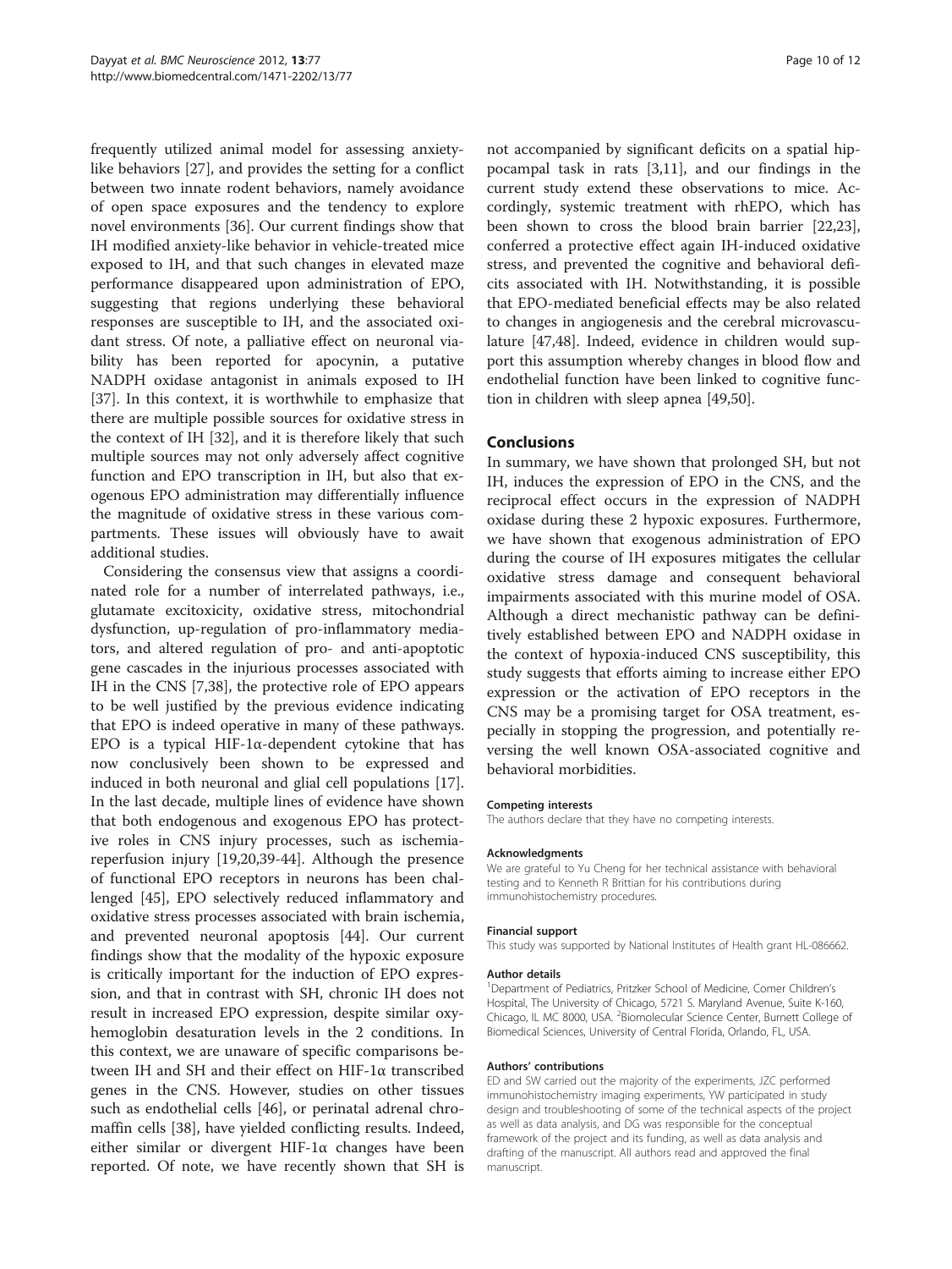frequently utilized animal model for assessing anxiety-like behaviors [27], and provides the setting for a conflict between two innate rodent behaviors, namely avoidance of open space exposures and the tendency to explore novel environments [36]. Our current findings show that IH modified anxiety-like behavior in vehicle-treated mice exposed to IH, and that such changes in elevated maze performance disappeared upon administration of EPO, suggesting that regions underlying these behavioral responses are susceptible to IH, and the associated oxidant stress. Of note, a palliative effect on neuronal viability has been reported for apocynin, a putative NADPH oxidase antagonist in animals exposed to IH [37]. In this context, it is worthwhile to emphasize that there are multiple possible sources for oxidative stress in the context of IH [32], and it is therefore likely that such multiple sources may not only adversely affect cognitive function and EPO transcription in IH, but also that exogenous EPO administration may differentially influence the magnitude of oxidative stress in these various compartments. These issues will obviously have to await additional studies.

Considering the consensus view that assigns a coordinated role for a number of interrelated pathways, i.e., glutamate excitoxicity, oxidative stress, mitochondrial dysfunction, up-regulation of pro-inflammatory mediators, and altered regulation of pro- and anti-apoptotic gene cascades in the injurious processes associated with IH in the CNS [7,38], the protective role of EPO appears to be well justified by the previous evidence indicating that EPO is indeed operative in many of these pathways. EPO is a typical HIF-1α-dependent cytokine that has now conclusively been shown to be expressed and induced in both neuronal and glial cell populations [17]. In the last decade, multiple lines of evidence have shown that both endogenous and exogenous EPO has protective roles in CNS injury processes, such as ischemia-reperfusion injury [19,20,39-44]. Although the presence of functional EPO receptors in neurons has been challenged [45], EPO selectively reduced inflammatory and oxidative stress processes associated with brain ischemia, and prevented neuronal apoptosis [44]. Our current findings show that the modality of the hypoxic exposure is critically important for the induction of EPO expression, and that in contrast with SH, chronic IH does not result in increased EPO expression, despite similar oxyhemoglobin desaturation levels in the 2 conditions. In this context, we are unaware of specific comparisons between IH and SH and their effect on HIF-1α transcribed genes in the CNS. However, studies on other tissues such as endothelial cells [46], or perinatal adrenal chromaffin cells [38], have yielded conflicting results. Indeed, either similar or divergent HIF-1α changes have been reported. Of note, we have recently shown that SH is not accompanied by significant deficits on a spatial hippocampal task in rats [3,11], and our findings in the current study extend these observations to mice. Accordingly, systemic treatment with rhEPO, which has been shown to cross the blood brain barrier [22,23], conferred a protective effect again IH-induced oxidative stress, and prevented the cognitive and behavioral deficits associated with IH. Notwithstanding, it is possible that EPO-mediated beneficial effects may be also related to changes in angiogenesis and the cerebral microvasculature [47,48]. Indeed, evidence in children would support this assumption whereby changes in blood flow and endothelial function have been linked to cognitive function in children with sleep apnea [49,50].

## Conclusions

In summary, we have shown that prolonged SH, but not IH, induces the expression of EPO in the CNS, and the reciprocal effect occurs in the expression of NADPH oxidase during these 2 hypoxic exposures. Furthermore, we have shown that exogenous administration of EPO during the course of IH exposures mitigates the cellular oxidative stress damage and consequent behavioral impairments associated with this murine model of OSA. Although a direct mechanistic pathway can be definitively established between EPO and NADPH oxidase in the context of hypoxia-induced CNS susceptibility, this study suggests that efforts aiming to increase either EPO expression or the activation of EPO receptors in the CNS may be a promising target for OSA treatment, especially in stopping the progression, and potentially reversing the well known OSA-associated cognitive and behavioral morbidities.

#### Competing interests

The authors declare that they have no competing interests.

#### Acknowledgments

We are grateful to Yu Cheng for her technical assistance with behavioral testing and to Kenneth R Brittian for his contributions during immunohistochemistry procedures.

#### Financial support

This study was supported by National Institutes of Health grant HL-086662.

#### Author details

[1]Department of Pediatrics, Pritzker School of Medicine, Comer Children's Hospital, The University of Chicago, 5721 S. Maryland Avenue, Suite K-160, Chicago, IL MC 8000, USA. [2]Biomolecular Science Center, Burnett College of Biomedical Sciences, University of Central Florida, Orlando, FL, USA.

#### Authors' contributions

ED and SW carried out the majority of the experiments, JZC performed immunohistochemistry imaging experiments, YW participated in study design and troubleshooting of some of the technical aspects of the project as well as data analysis, and DG was responsible for the conceptual framework of the project and its funding, as well as data analysis and drafting of the manuscript. All authors read and approved the final manuscript.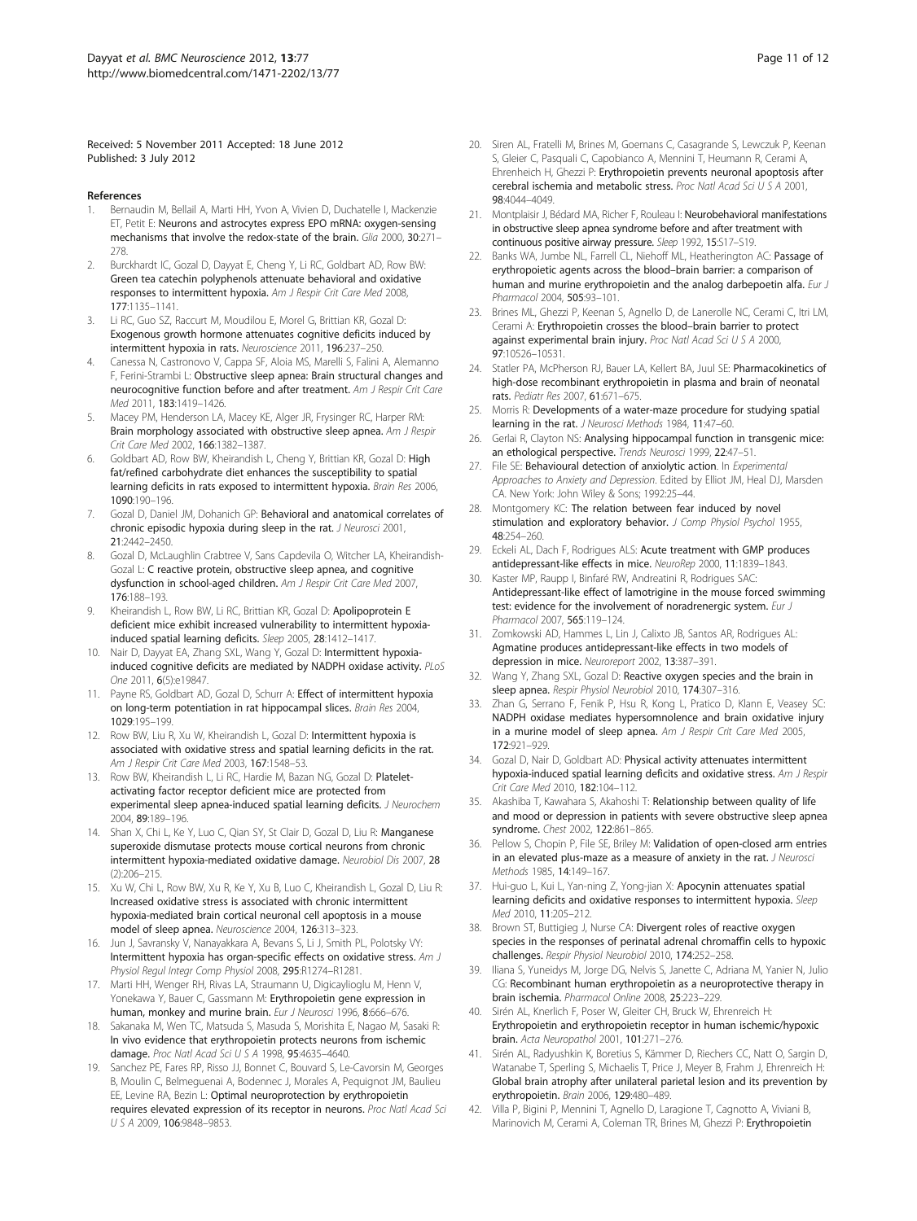Received: 5 November 2011 Accepted: 18 June 2012
Published: 3 July 2012

## References

1. Bernaudin M, Bellail A, Marti HH, Yvon A, Vivien D, Duchatelle I, Mackenzie ET, Petit E: **Neurons and astrocytes express EPO mRNA: oxygen-sensing mechanisms that involve the redox-state of the brain.** *Glia* 2000, **30**:271–278.
2. Burckhardt IC, Gozal D, Dayyat E, Cheng Y, Li RC, Goldbart AD, Row BW: **Green tea catechin polyphenols attenuate behavioral and oxidative responses to intermittent hypoxia.** *Am J Respir Crit Care Med* 2008, **177**:1135–1141.
3. Li RC, Guo SZ, Raccurt M, Moudilou E, Morel G, Brittian KR, Gozal D: **Exogenous growth hormone attenuates cognitive deficits induced by intermittent hypoxia in rats.** *Neuroscience* 2011, **196**:237–250.
4. Canessa N, Castronovo V, Cappa SF, Aloia MS, Marelli S, Falini A, Alemanno F, Ferini-Strambi L: **Obstructive sleep apnea: Brain structural changes and neurocognitive function before and after treatment.** *Am J Respir Crit Care Med* 2011, **183**:1419–1426.
5. Macey PM, Henderson LA, Macey KE, Alger JR, Frysinger RC, Harper RM: **Brain morphology associated with obstructive sleep apnea.** *Am J Respir Crit Care Med* 2002, **166**:1382–1387.
6. Goldbart AD, Row BW, Kheirandish L, Cheng Y, Brittian KR, Gozal D: **High fat/refined carbohydrate diet enhances the susceptibility to spatial learning deficits in rats exposed to intermittent hypoxia.** *Brain Res* 2006, **1090**:190–196.
7. Gozal D, Daniel JM, Dohanich GP: **Behavioral and anatomical correlates of chronic episodic hypoxia during sleep in the rat.** *J Neurosci* 2001, **21**:2442–2450.
8. Gozal D, McLaughlin Crabtree V, Sans Capdevila O, Witcher LA, Kheirandish-Gozal L: **C reactive protein, obstructive sleep apnea, and cognitive dysfunction in school-aged children.** *Am J Respir Crit Care Med* 2007, **176**:188–193.
9. Kheirandish L, Row BW, Li RC, Brittian KR, Gozal D: **Apolipoprotein E deficient mice exhibit increased vulnerability to intermittent hypoxia-induced spatial learning deficits.** *Sleep* 2005, **28**:1412–1417.
10. Nair D, Dayyat EA, Zhang SXL, Wang Y, Gozal D: **Intermittent hypoxia-induced cognitive deficits are mediated by NADPH oxidase activity.** *PLoS One* 2011, **6**(5):e19847.
11. Payne RS, Goldbart AD, Gozal D, Schurr A: **Effect of intermittent hypoxia on long-term potentiation in rat hippocampal slices.** *Brain Res* 2004, **1029**:195–199.
12. Row BW, Liu R, Xu W, Kheirandish L, Gozal D: **Intermittent hypoxia is associated with oxidative stress and spatial learning deficits in the rat.** *Am J Respir Crit Care Med* 2003, **167**:1548–53.
13. Row BW, Kheirandish L, Li RC, Hardie M, Bazan NG, Gozal D: **Platelet-activating factor receptor deficient mice are protected from experimental sleep apnea-induced spatial learning deficits.** *J Neurochem* 2004, **89**:189–196.
14. Shan X, Chi L, Ke Y, Luo C, Qian SY, St Clair D, Gozal D, Liu R: **Manganese superoxide dismutase protects mouse cortical neurons from chronic intermittent hypoxia-mediated oxidative damage.** *Neurobiol Dis* 2007, **28**(2):206–215.
15. Xu W, Chi L, Row BW, Xu R, Ke Y, Xu B, Luo C, Kheirandish L, Gozal D, Liu R: **Increased oxidative stress is associated with chronic intermittent hypoxia-mediated brain cortical neuronal cell apoptosis in a mouse model of sleep apnea.** *Neuroscience* 2004, **126**:313–323.
16. Jun J, Savransky V, Nanayakkara A, Bevans S, Li J, Smith PL, Polotsky VY: **Intermittent hypoxia has organ-specific effects on oxidative stress.** *Am J Physiol Regul Integr Comp Physiol* 2008, **295**:R1274–R1281.
17. Marti HH, Wenger RH, Rivas LA, Straumann U, Digicaylioglu M, Henn V, Yonekawa Y, Bauer C, Gassmann M: **Erythropoietin gene expression in human, monkey and murine brain.** *Eur J Neurosci* 1996, **8**:666–676.
18. Sakanaka M, Wen TC, Matsuda S, Masuda S, Morishita E, Nagao M, Sasaki R: **In vivo evidence that erythropoietin protects neurons from ischemic damage.** *Proc Natl Acad Sci U S A* 1998, **95**:4635–4640.
19. Sanchez PE, Fares RP, Risso JJ, Bonnet C, Bouvard S, Le-Cavorsin M, Georges B, Moulin C, Belmeguenai A, Bodennec J, Morales A, Pequignot JM, Baulieu EE, Levine RA, Bezin L: **Optimal neuroprotection by erythropoietin requires elevated expression of its receptor in neurons.** *Proc Natl Acad Sci U S A* 2009, **106**:9848–9853.
20. Siren AL, Fratelli M, Brines M, Goemans C, Casagrande S, Lewczuk P, Keenan S, Gleier C, Pasquali C, Capobianco A, Mennini T, Heumann R, Cerami A, Ehrenheich H, Ghezzi P: **Erythropoietin prevents neuronal apoptosis after cerebral ischemia and metabolic stress.** *Proc Natl Acad Sci U S A* 2001, **98**:4044–4049.
21. Montplaisir J, Bédard MA, Richer F, Rouleau I: **Neurobehavioral manifestations in obstructive sleep apnea syndrome before and after treatment with continuous positive airway pressure.** *Sleep* 1992, **15**:S17–S19.
22. Banks WA, Jumbe NL, Farrell CL, Niehoff ML, Heatherington AC: **Passage of erythropoietic agents across the blood–brain barrier: a comparison of human and murine erythropoietin and the analog darbepoetin alfa.** *Eur J Pharmacol* 2004, **505**:93–101.
23. Brines ML, Ghezzi P, Keenan S, Agnello D, de Lanerolle NC, Cerami C, Itri LM, Cerami A: **Erythropoietin crosses the blood–brain barrier to protect against experimental brain injury.** *Proc Natl Acad Sci U S A* 2000, **97**:10526–10531.
24. Statler PA, McPherson RJ, Bauer LA, Kellert BA, Juul SE: **Pharmacokinetics of high-dose recombinant erythropoietin in plasma and brain of neonatal rats.** *Pediatr Res* 2007, **61**:671–675.
25. Morris R: **Developments of a water-maze procedure for studying spatial learning in the rat.** *J Neurosci Methods* 1984, **11**:47–60.
26. Gerlai R, Clayton NS: **Analysing hippocampal function in transgenic mice: an ethological perspective.** *Trends Neurosci* 1999, **22**:47–51.
27. File SE: **Behavioural detection of anxiolytic action.** In *Experimental Approaches to Anxiety and Depression*. Edited by Elliot JM, Heal DJ, Marsden CA. New York: John Wiley & Sons; 1992:25–44.
28. Montgomery KC: **The relation between fear induced by novel stimulation and exploratory behavior.** *J Comp Physiol Psychol* 1955, **48**:254–260.
29. Eckeli AL, Dach F, Rodrigues ALS: **Acute treatment with GMP produces antidepressant-like effects in mice.** *NeuroRep* 2000, **11**:1839–1843.
30. Kaster MP, Raupp I, Binfaré RW, Andreatini R, Rodrigues SAC: **Antidepressant-like effect of lamotrigine in the mouse forced swimming test: evidence for the involvement of noradrenergic system.** *Eur J Pharmacol* 2007, **565**:119–124.
31. Zomkowski AD, Hammes L, Lin J, Calixto JB, Santos AR, Rodrigues AL: **Agmatine produces antidepressant-like effects in two models of depression in mice.** *Neuroreport* 2002, **13**:387–391.
32. Wang Y, Zhang SXL, Gozal D: **Reactive oxygen species and the brain in sleep apnea.** *Respir Physiol Neurobiol* 2010, **174**:307–316.
33. Zhan G, Serrano F, Fenik P, Hsu R, Kong L, Pratico D, Klann E, Veasey SC: **NADPH oxidase mediates hypersomnolence and brain oxidative injury in a murine model of sleep apnea.** *Am J Respir Crit Care Med* 2005, **172**:921–929.
34. Gozal D, Nair D, Goldbart AD: **Physical activity attenuates intermittent hypoxia-induced spatial learning deficits and oxidative stress.** *Am J Respir Crit Care Med* 2010, **182**:104–112.
35. Akashiba T, Kawahara S, Akahoshi T: **Relationship between quality of life and mood or depression in patients with severe obstructive sleep apnea syndrome.** *Chest* 2002, **122**:861–865.
36. Pellow S, Chopin P, File SE, Briley M: **Validation of open-closed arm entries in an elevated plus-maze as a measure of anxiety in the rat.** *J Neurosci Methods* 1985, **14**:149–167.
37. Hui-guo L, Kui L, Yan-ning Z, Yong-jian X: **Apocynin attenuates spatial learning deficits and oxidative responses to intermittent hypoxia.** *Sleep Med* 2010, **11**:205–212.
38. Brown ST, Buttigieg J, Nurse CA: **Divergent roles of reactive oxygen species in the responses of perinatal adrenal chromaffin cells to hypoxic challenges.** *Respir Physiol Neurobiol* 2010, **174**:252–258.
39. Iliana S, Yuneidys M, Jorge DG, Nelvis S, Janette C, Adriana M, Yanier N, Julio CG: **Recombinant human erythropoietin as a neuroprotective therapy in brain ischemia.** *Pharmacol Online* 2008, **25**:223–229.
40. Sirén AL, Knerlich F, Poser W, Gleiter CH, Bruck W, Ehrenreich H: **Erythropoietin and erythropoietin receptor in human ischemic/hypoxic brain.** *Acta Neuropathol* 2001, **101**:271–276.
41. Sirén AL, Radyushkin K, Boretius S, Kämmer D, Riechers CC, Natt O, Sargin D, Watanabe T, Sperling S, Michaelis T, Price J, Meyer B, Frahm J, Ehrenreich H: **Global brain atrophy after unilateral parietal lesion and its prevention by erythropoietin.** *Brain* 2006, **129**:480–489.
42. Villa P, Bigini P, Mennini T, Agnello D, Laragione T, Cagnotto A, Viviani B, Marinovich M, Cerami A, Coleman TR, Brines M, Ghezzi P: **Erythropoietin**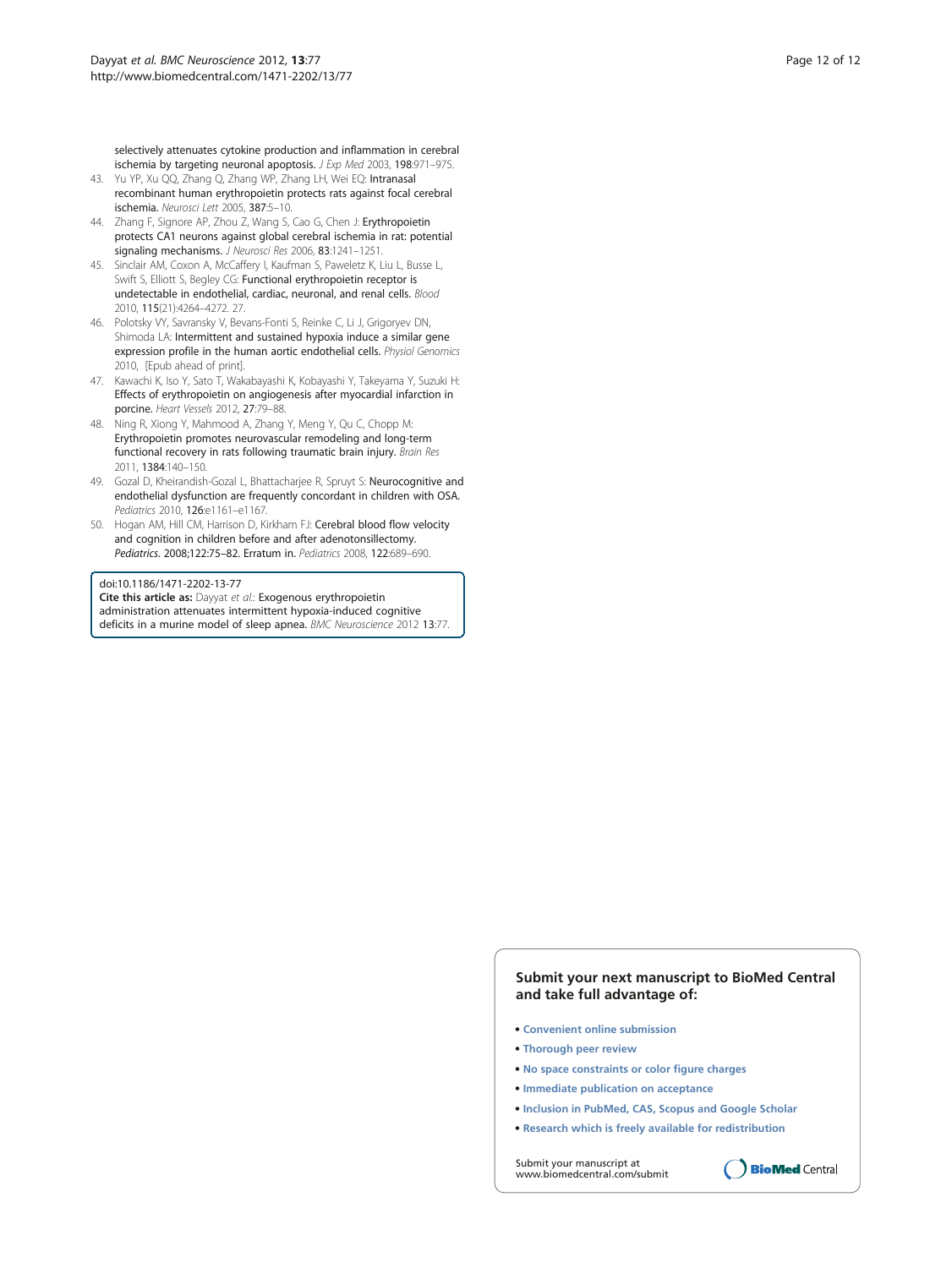selectively attenuates cytokine production and inflammation in cerebral ischemia by targeting neuronal apoptosis. *J Exp Med* 2003, **198**:971–975.

43. Yu YP, Xu QQ, Zhang Q, Zhang WP, Zhang LH, Wei EQ: **Intranasal recombinant human erythropoietin protects rats against focal cerebral ischemia.** *Neurosci Lett* 2005, **387**:5–10.
44. Zhang F, Signore AP, Zhou Z, Wang S, Cao G, Chen J: **Erythropoietin protects CA1 neurons against global cerebral ischemia in rat: potential signaling mechanisms.** *J Neurosci Res* 2006, **83**:1241–1251.
45. Sinclair AM, Coxon A, McCaffery I, Kaufman S, Paweletz K, Liu L, Busse L, Swift S, Elliott S, Begley CG: **Functional erythropoietin receptor is undetectable in endothelial, cardiac, neuronal, and renal cells.** *Blood* 2010, **115**(21):4264–4272. 27.
46. Polotsky VY, Savransky V, Bevans-Fonti S, Reinke C, Li J, Grigoryev DN, Shimoda LA: **Intermittent and sustained hypoxia induce a similar gene expression profile in the human aortic endothelial cells.** *Physiol Genomics* 2010, [Epub ahead of print].
47. Kawachi K, Iso Y, Sato T, Wakabayashi K, Kobayashi Y, Takeyama Y, Suzuki H: **Effects of erythropoietin on angiogenesis after myocardial infarction in porcine.** *Heart Vessels* 2012, **27**:79–88.
48. Ning R, Xiong Y, Mahmood A, Zhang Y, Meng Y, Qu C, Chopp M: **Erythropoietin promotes neurovascular remodeling and long-term functional recovery in rats following traumatic brain injury.** *Brain Res* 2011, **1384**:140–150.
49. Gozal D, Kheirandish-Gozal L, Bhattacharjee R, Spruyt S: **Neurocognitive and endothelial dysfunction are frequently concordant in children with OSA.** *Pediatrics* 2010, **126**:e1161–e1167.
50. Hogan AM, Hill CM, Harrison D, Kirkham FJ: **Cerebral blood flow velocity and cognition in children before and after adenotonsillectomy.** *Pediatrics*. 2008;122:75–82. Erratum in. *Pediatrics* 2008, **122**:689–690.

doi:10.1186/1471-2202-13-77

**Cite this article as:** Dayyat *et al.*: Exogenous erythropoietin administration attenuates intermittent hypoxia-induced cognitive deficits in a murine model of sleep apnea. *BMC Neuroscience* 2012 **13**:77.